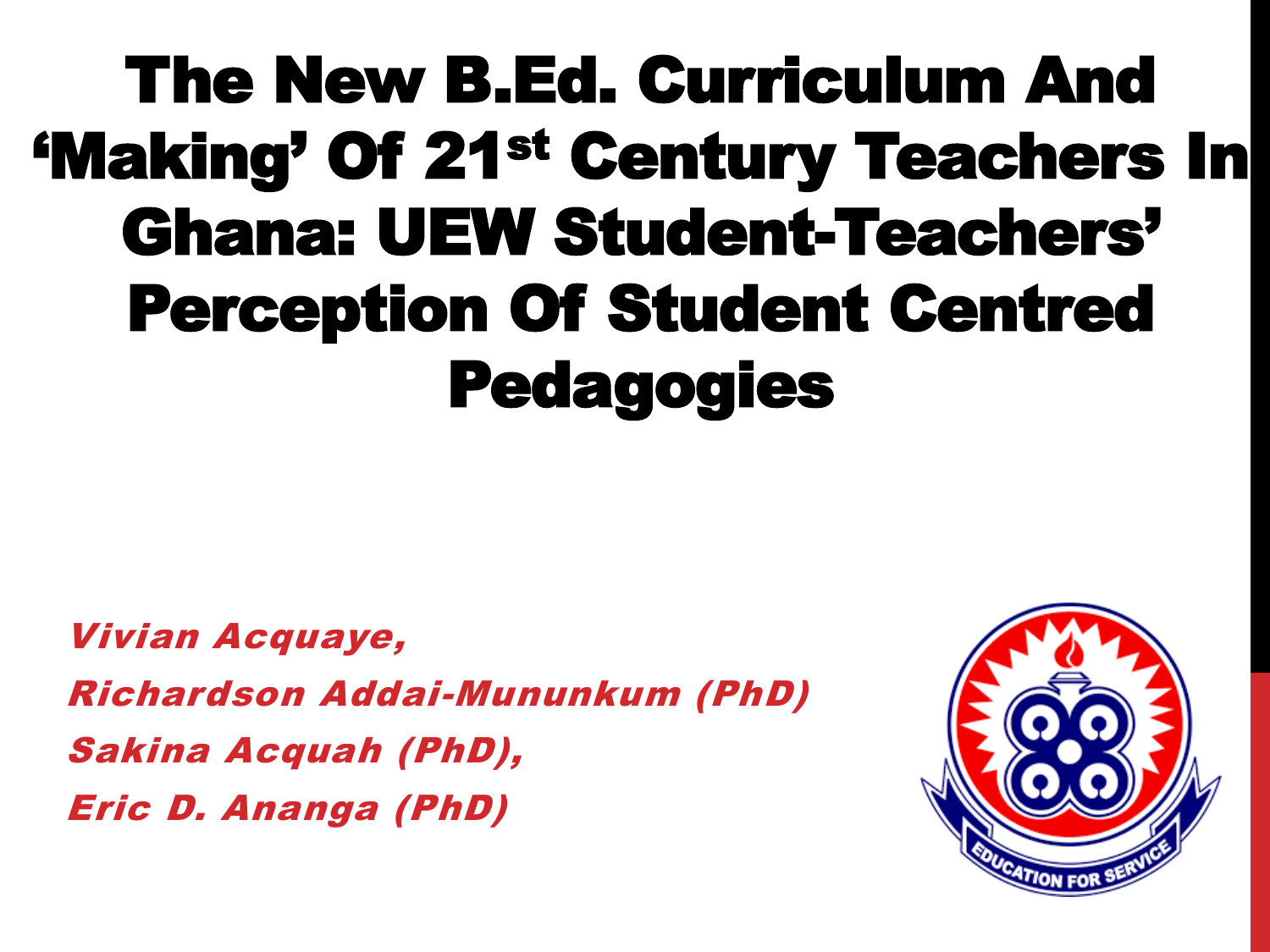# The New B.Ed. Curriculum And 'Making' Of 21st Century Teachers In Ghana: UEW Student-Teachers' Perception Of Student Centred Pedagogies

*Vivian Acquaye,*

*Richardson Addai-Mununkum (PhD)*

*Sakina Acquah (PhD),*

*Eric D. Ananga (PhD)*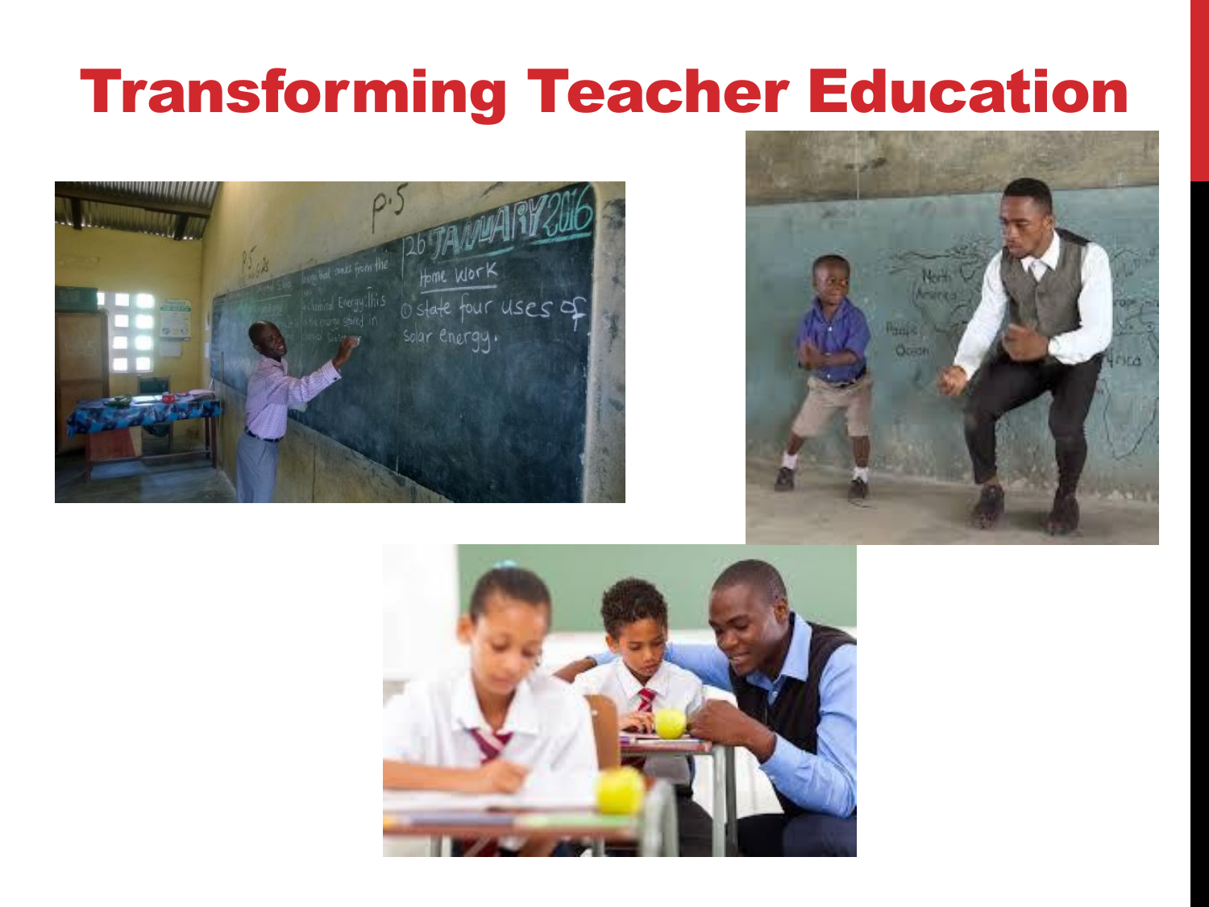# Transforming Teacher Education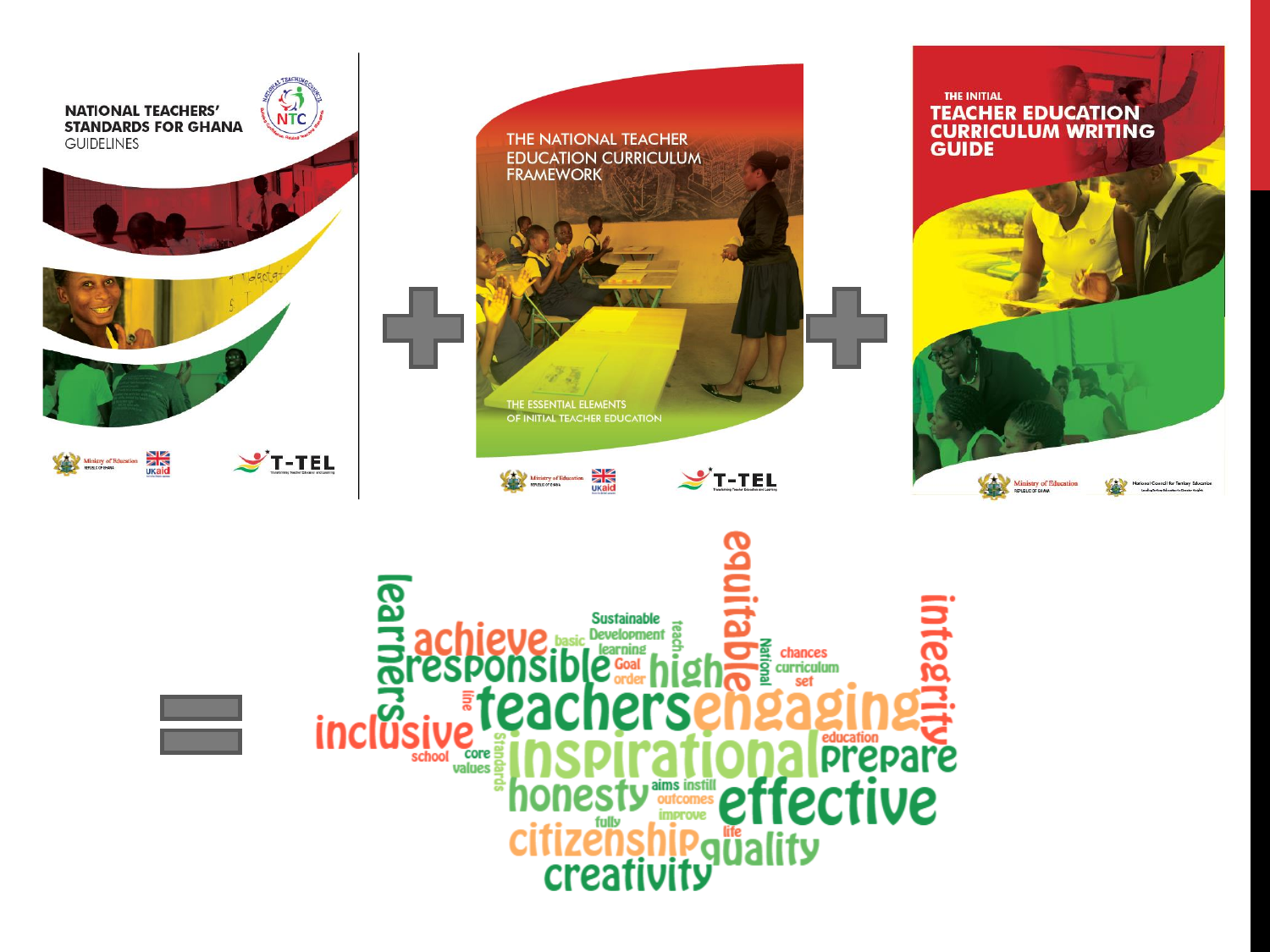NATIONAL TEACHERS' STANDARDS FOR GHANA GUIDELINES

+

THE NATIONAL TEACHER EDUCATION CURRICULUM FRAMEWORK

THE ESSENTIAL ELEMENTS OF INITIAL TEACHER EDUCATION

+

THE INITIAL TEACHER EDUCATION CURRICULUM WRITING GUIDE

=

learners achieve responsible basic Sustainable Development learning Goal order teach high equitable National chances curriculum set integrity line teachers engaging inclusive education school core values standards inspirational prepare honesty aims instill outcomes improve effective fully citizenship life quality creativity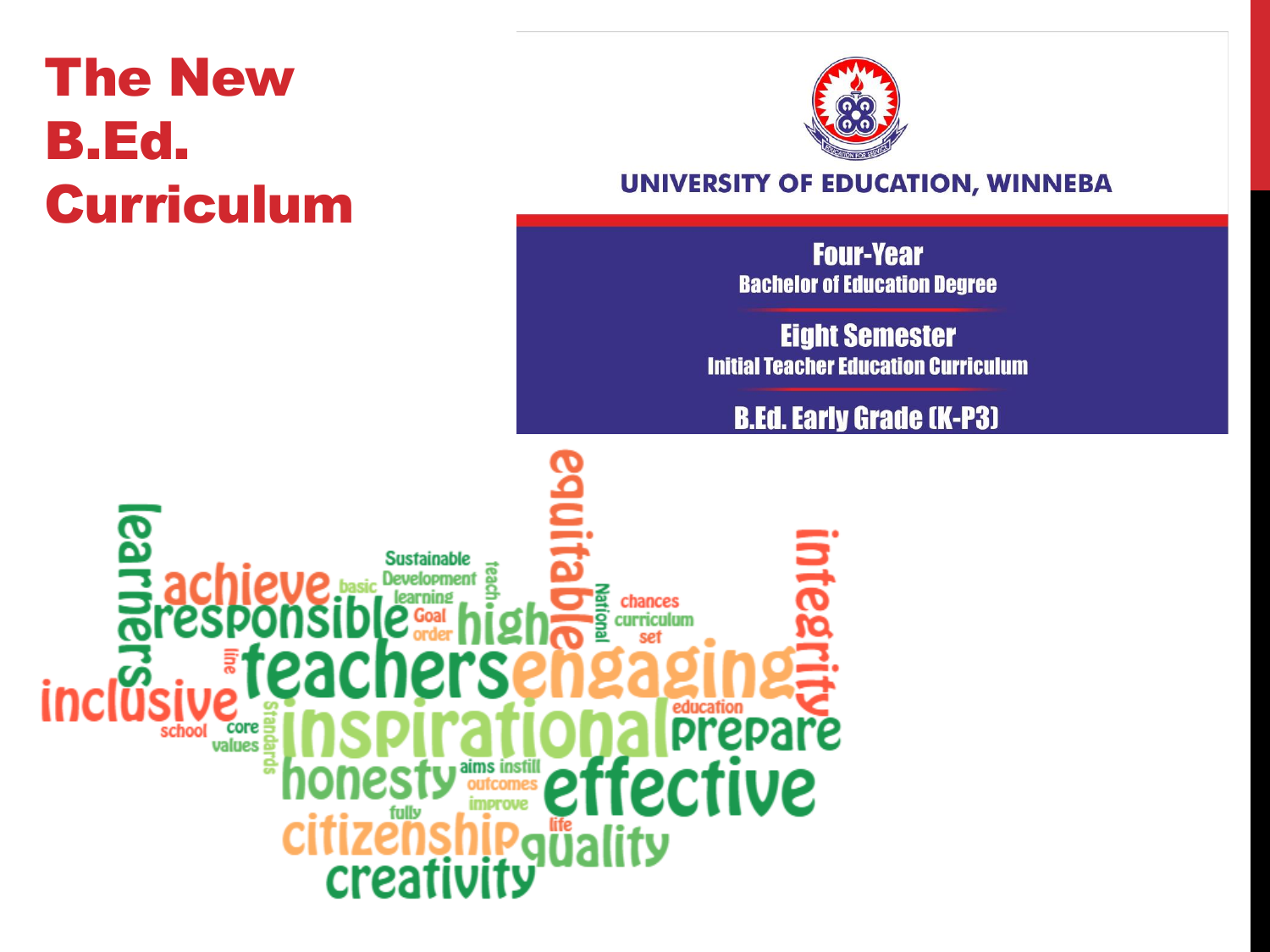# The New B.Ed. Curriculum

UNIVERSITY OF EDUCATION, WINNEBA

**Four-Year**
**Bachelor of Education Degree**

**Eight Semester**
**Initial Teacher Education Curriculum**

**B.Ed. Early Grade (K-P3)**

learners achieve responsible basic Sustainable Development learning Goal order teach high equitable National chances curriculum set integrity inclusive line teachers engaging education school core values Standards inspirational prepare honesty aims instill outcomes improve effective fully citizenship life quality creativity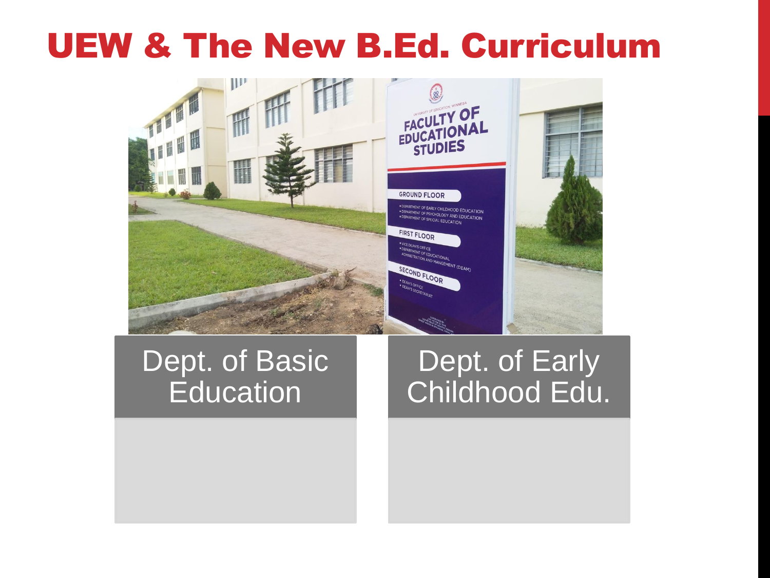# UEW & The New B.Ed. Curriculum

| Dept. of Basic Education | Dept. of Early Childhood Edu. |
|---|---|
| | |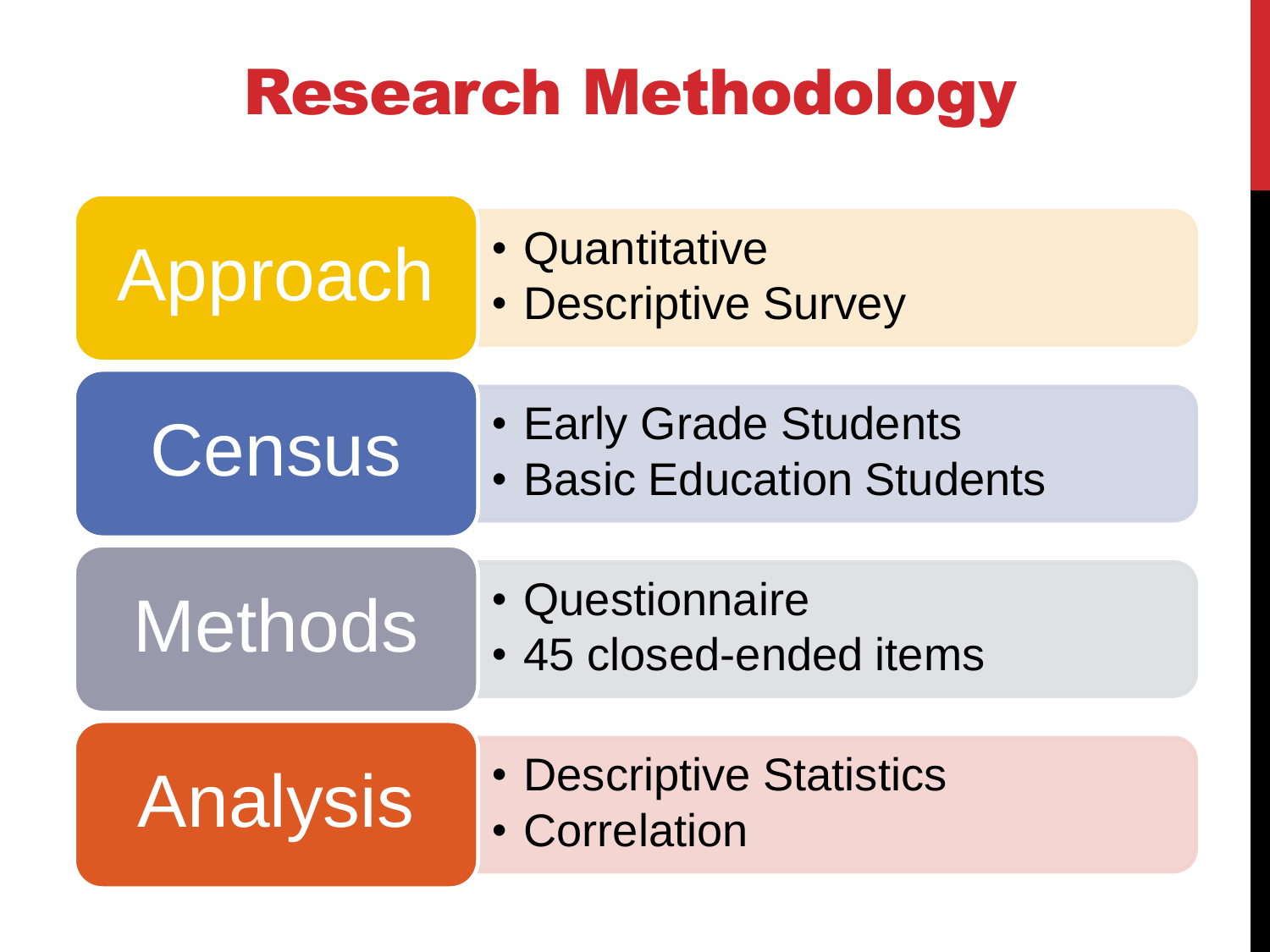# Research Methodology

**Approach**
- Quantitative
- Descriptive Survey

**Census**
- Early Grade Students
- Basic Education Students

**Methods**
- Questionnaire
- 45 closed-ended items

**Analysis**
- Descriptive Statistics
- Correlation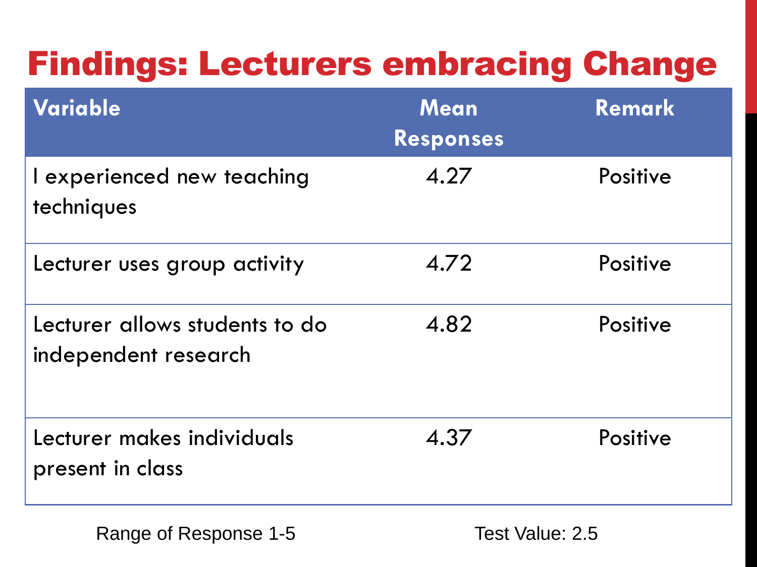# Findings: Lecturers embracing Change

| Variable | Mean Responses | Remark |
| --- | --- | --- |
| I experienced new teaching techniques | 4.27 | Positive |
| Lecturer uses group activity | 4.72 | Positive |
| Lecturer allows students to do independent research | 4.82 | Positive |
| Lecturer makes individuals present in class | 4.37 | Positive |

Range of Response 1-5

Test Value: 2.5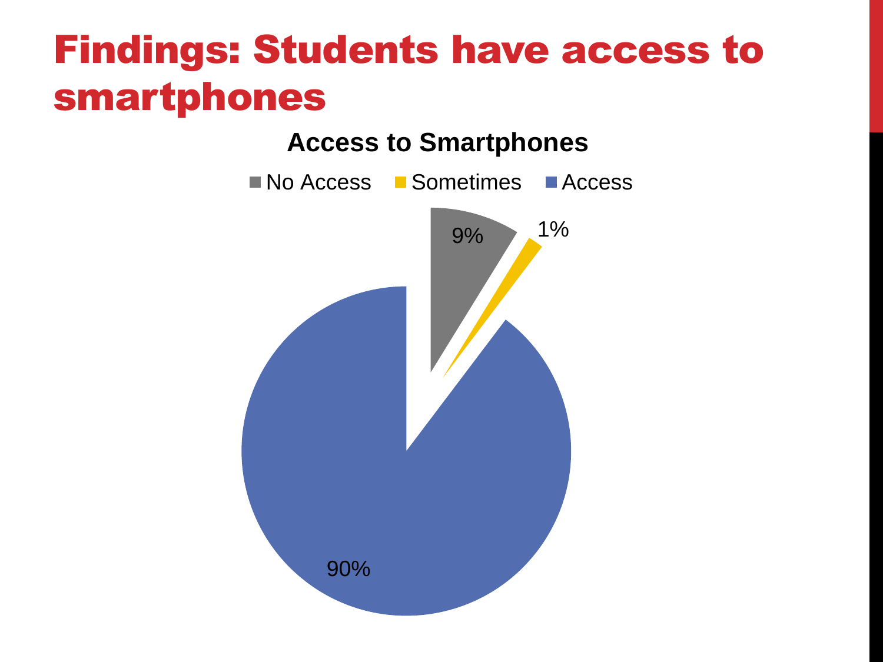# Findings: Students have access to smartphones

**Access to Smartphones**

No Access | Sometimes | Access

9%

1%

90%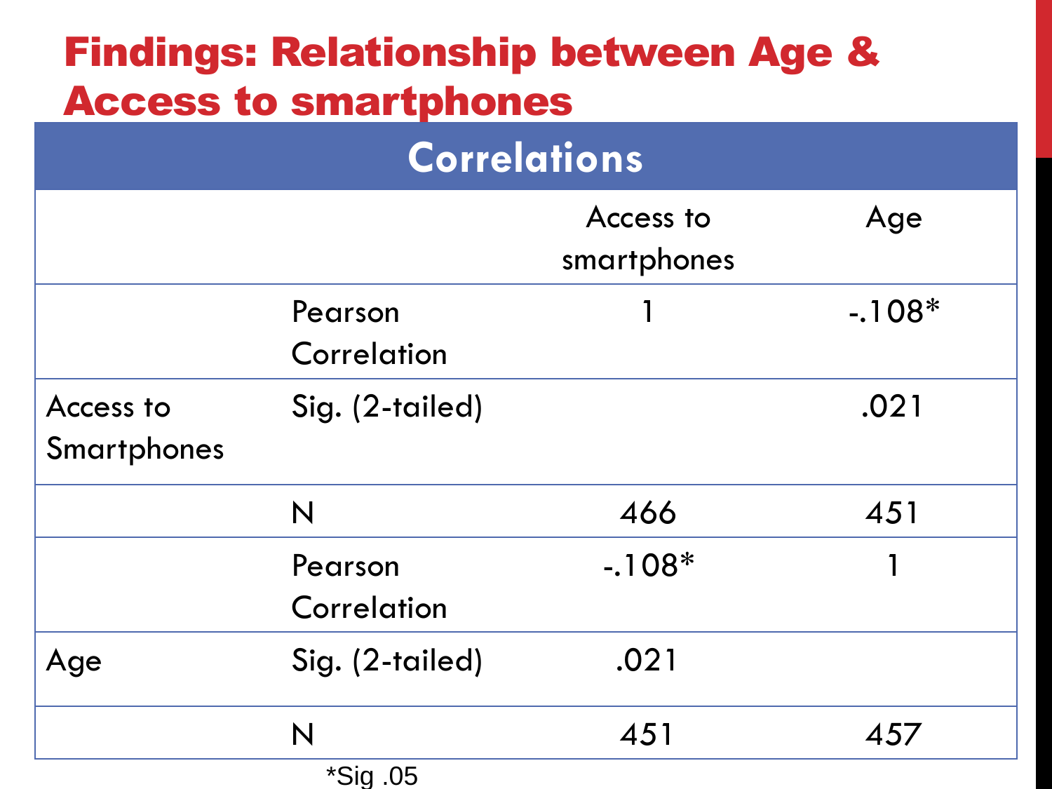# Findings: Relationship between Age & Access to smartphones

**Correlations**

| | | Access to smartphones | Age |
|---|---|---|---|
| Access to Smartphones | Pearson Correlation | 1 | -.108* |
| | Sig. (2-tailed) | | .021 |
| | N | 466 | 451 |
| Age | Pearson Correlation | -.108* | 1 |
| | Sig. (2-tailed) | .021 | |
| | N | 451 | 457 |

*Sig .05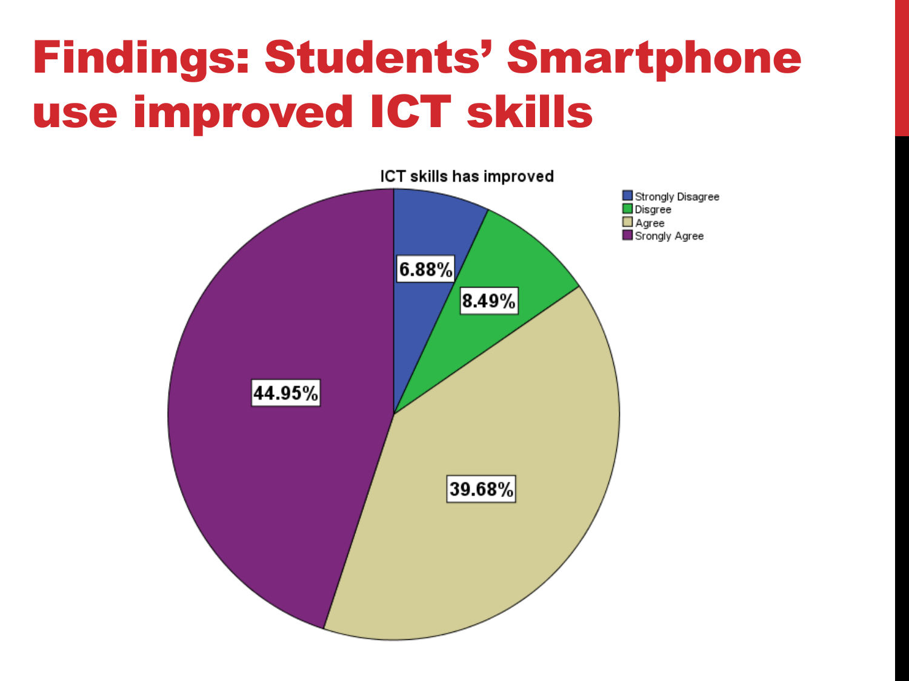# Findings: Students' Smartphone use improved ICT skills

ICT skills has improved

- Strongly Disagree: 6.88%
- Disgree: 8.49%
- Agree: 39.68%
- Srongly Agree: 44.95%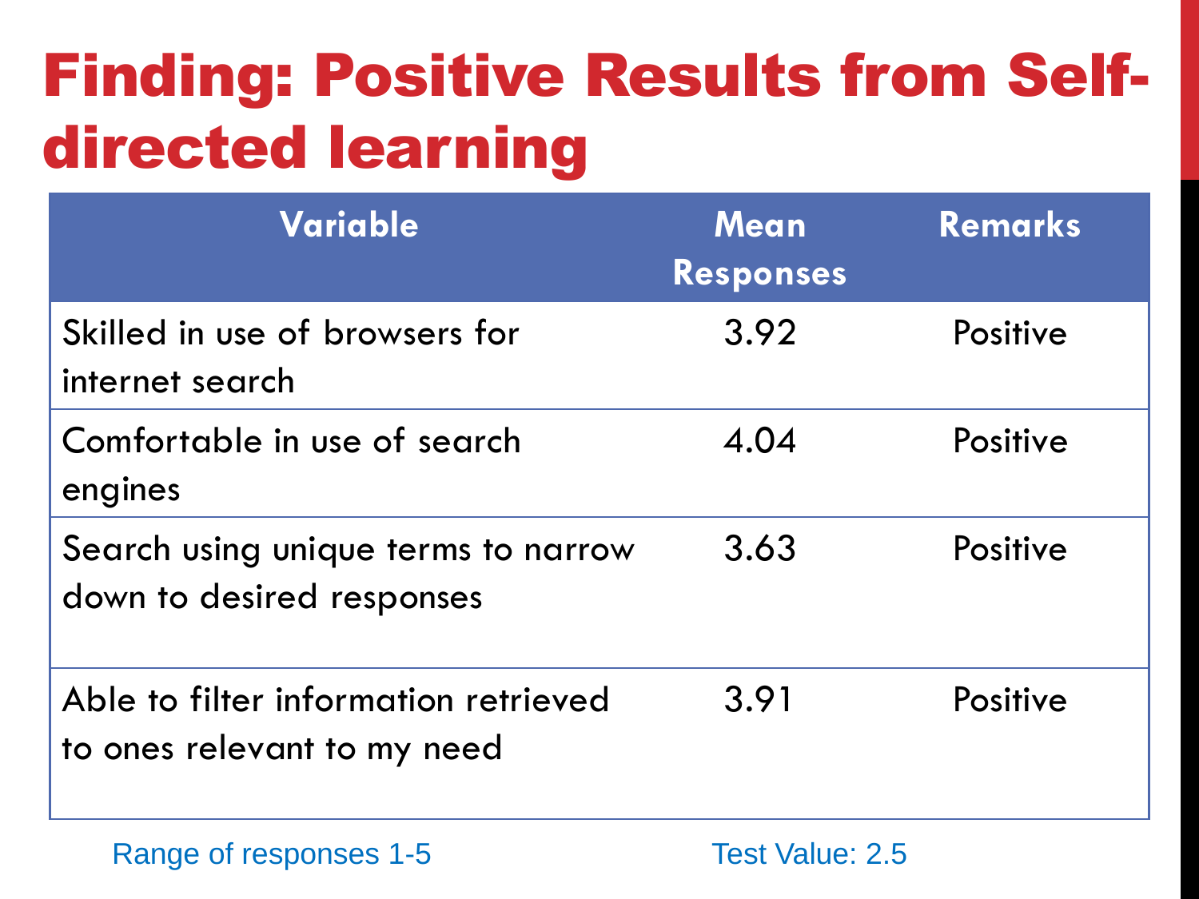# Finding: Positive Results from Self-directed learning

| Variable | Mean Responses | Remarks |
|---|---|---|
| Skilled in use of browsers for internet search | 3.92 | Positive |
| Comfortable in use of search engines | 4.04 | Positive |
| Search using unique terms to narrow down to desired responses | 3.63 | Positive |
| Able to filter information retrieved to ones relevant to my need | 3.91 | Positive |

Range of responses 1-5

Test Value: 2.5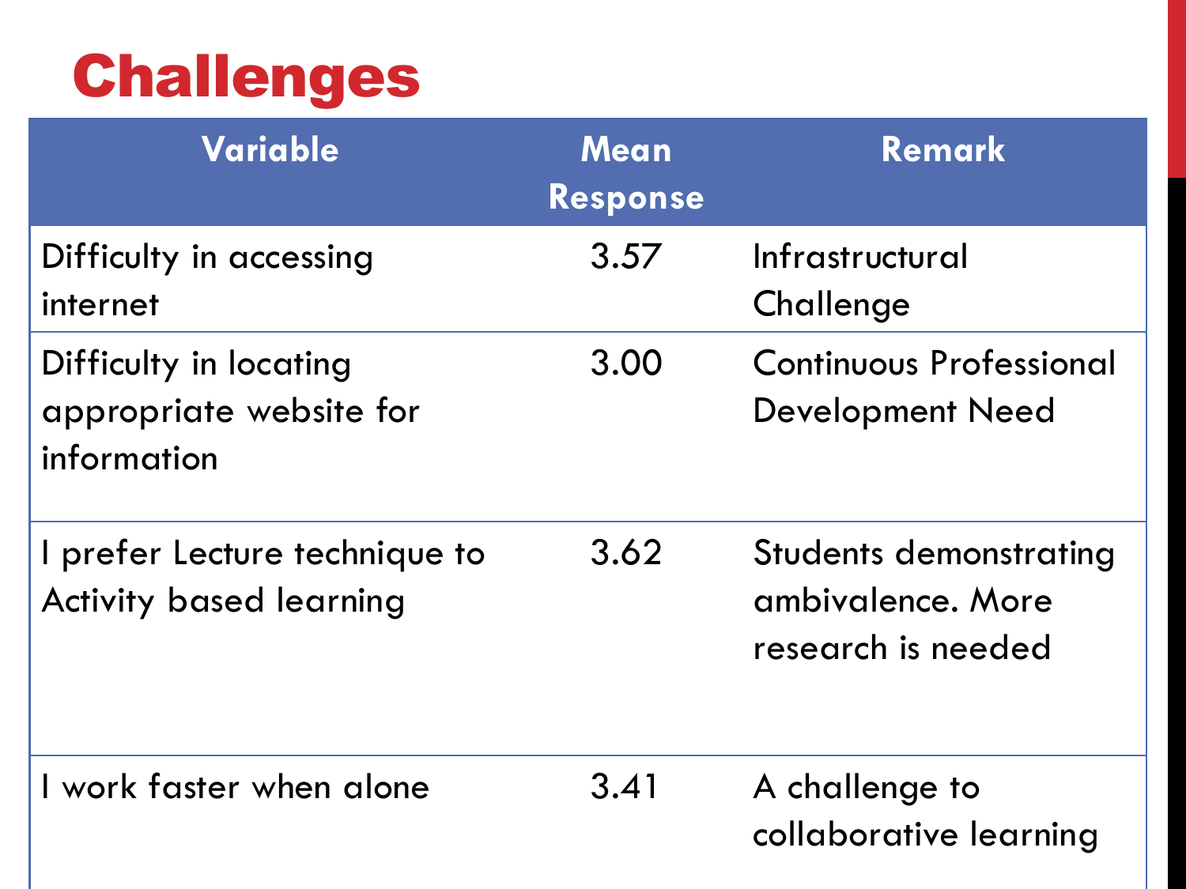# Challenges

| Variable | Mean Response | Remark |
| --- | --- | --- |
| Difficulty in accessing internet | 3.57 | Infrastructural Challenge |
| Difficulty in locating appropriate website for information | 3.00 | Continuous Professional Development Need |
| I prefer Lecture technique to Activity based learning | 3.62 | Students demonstrating ambivalence. More research is needed |
| I work faster when alone | 3.41 | A challenge to collaborative learning |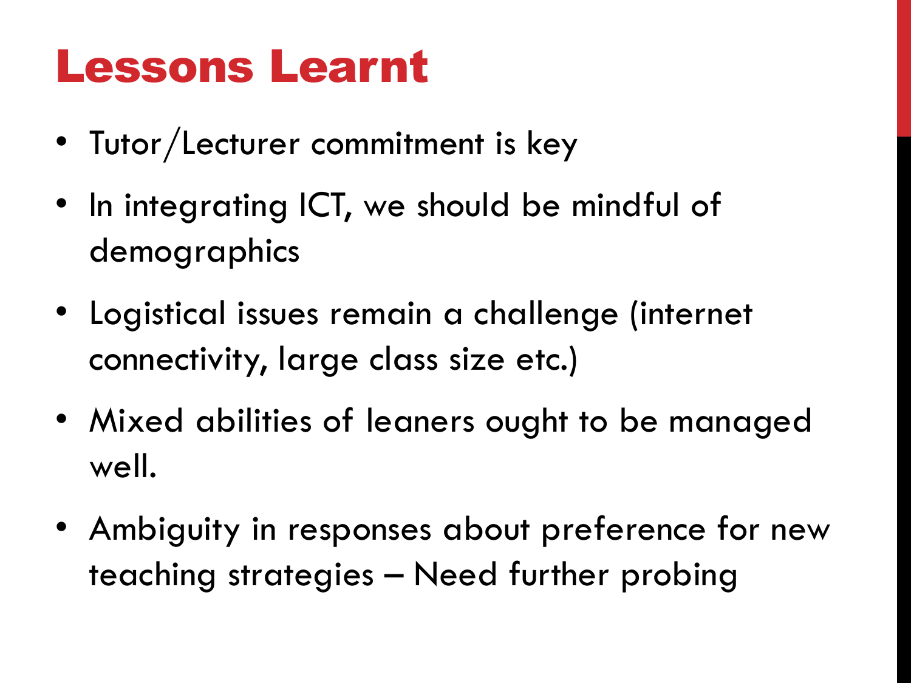# Lessons Learnt

- Tutor/Lecturer commitment is key
- In integrating ICT, we should be mindful of demographics
- Logistical issues remain a challenge (internet connectivity, large class size etc.)
- Mixed abilities of leaners ought to be managed well.
- Ambiguity in responses about preference for new teaching strategies – Need further probing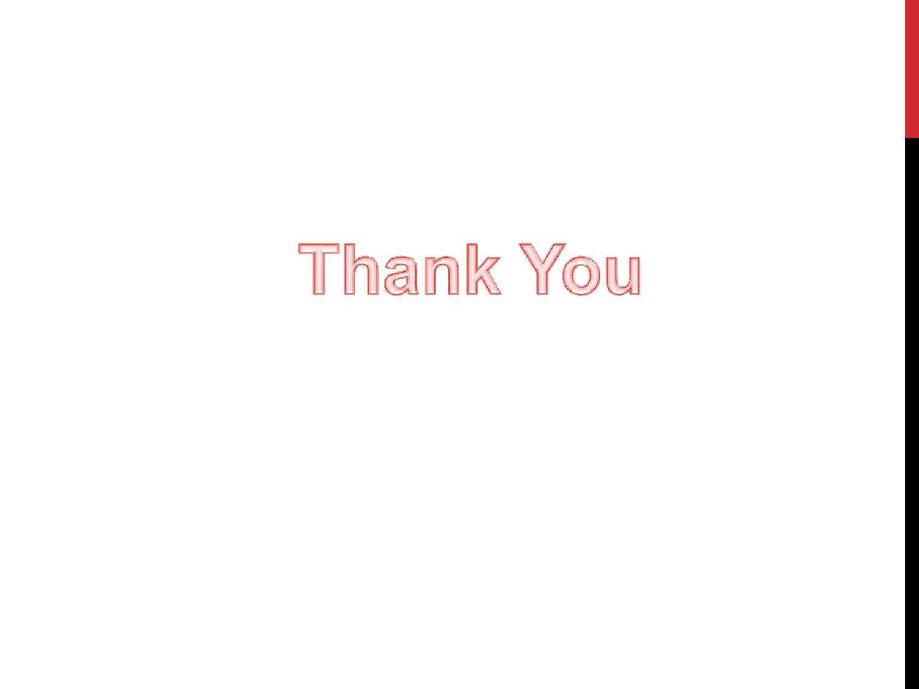# Thank You